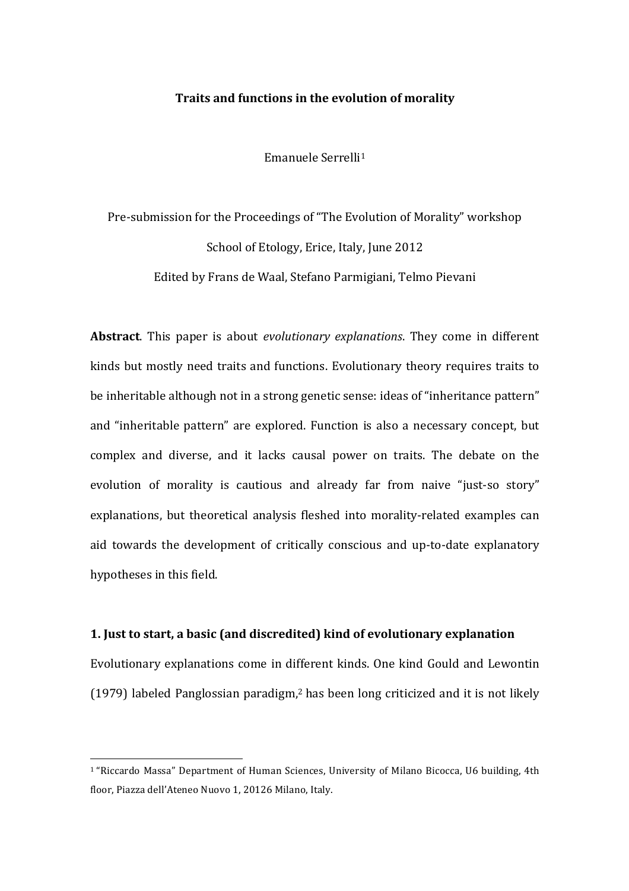# Traits and functions in the evolution of morality

Emanuele Serrelli[1]

Pre-submission for the Proceedings of "The Evolution of Morality" workshop

School of Etology, Erice, Italy, June 2012

Edited by Frans de Waal, Stefano Parmigiani, Telmo Pievani

**Abstract**. This paper is about *evolutionary explanations*. They come in different kinds but mostly need traits and functions. Evolutionary theory requires traits to be inheritable although not in a strong genetic sense: ideas of "inheritance pattern" and "inheritable pattern" are explored. Function is also a necessary concept, but complex and diverse, and it lacks causal power on traits. The debate on the evolution of morality is cautious and already far from naive "just-so story" explanations, but theoretical analysis fleshed into morality-related examples can aid towards the development of critically conscious and up-to-date explanatory hypotheses in this field.

## 1. Just to start, a basic (and discredited) kind of evolutionary explanation

Evolutionary explanations come in different kinds. One kind Gould and Lewontin (1979) labeled Panglossian paradigm,[2] has been long criticized and it is not likely

---

[1] "Riccardo Massa" Department of Human Sciences, University of Milano Bicocca, U6 building, 4th floor, Piazza dell'Ateneo Nuovo 1, 20126 Milano, Italy.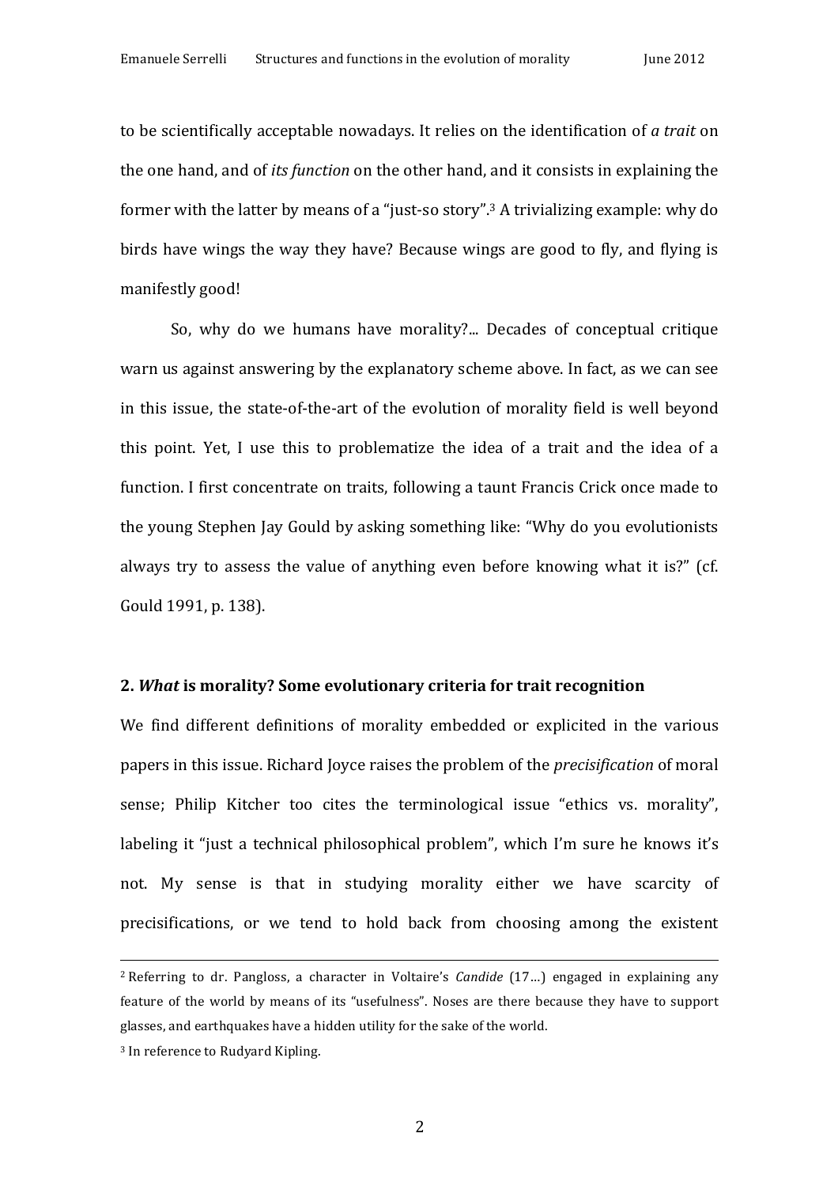to be scientifically acceptable nowadays. It relies on the identification of *a trait* on the one hand, and of *its function* on the other hand, and it consists in explaining the former with the latter by means of a "just-so story".[3] A trivializing example: why do birds have wings the way they have? Because wings are good to fly, and flying is manifestly good!

So, why do we humans have morality?... Decades of conceptual critique warn us against answering by the explanatory scheme above. In fact, as we can see in this issue, the state-of-the-art of the evolution of morality field is well beyond this point. Yet, I use this to problematize the idea of a trait and the idea of a function. I first concentrate on traits, following a taunt Francis Crick once made to the young Stephen Jay Gould by asking something like: "Why do you evolutionists always try to assess the value of anything even before knowing what it is?" (cf. Gould 1991, p. 138).

## 2. *What* is morality? Some evolutionary criteria for trait recognition

We find different definitions of morality embedded or explicited in the various papers in this issue. Richard Joyce raises the problem of the *precisification* of moral sense; Philip Kitcher too cites the terminological issue "ethics vs. morality", labeling it "just a technical philosophical problem", which I'm sure he knows it's not. My sense is that in studying morality either we have scarcity of precisifications, or we tend to hold back from choosing among the existent

---

[2] Referring to dr. Pangloss, a character in Voltaire's *Candide* (17…) engaged in explaining any feature of the world by means of its "usefulness". Noses are there because they have to support glasses, and earthquakes have a hidden utility for the sake of the world.

[3] In reference to Rudyard Kipling.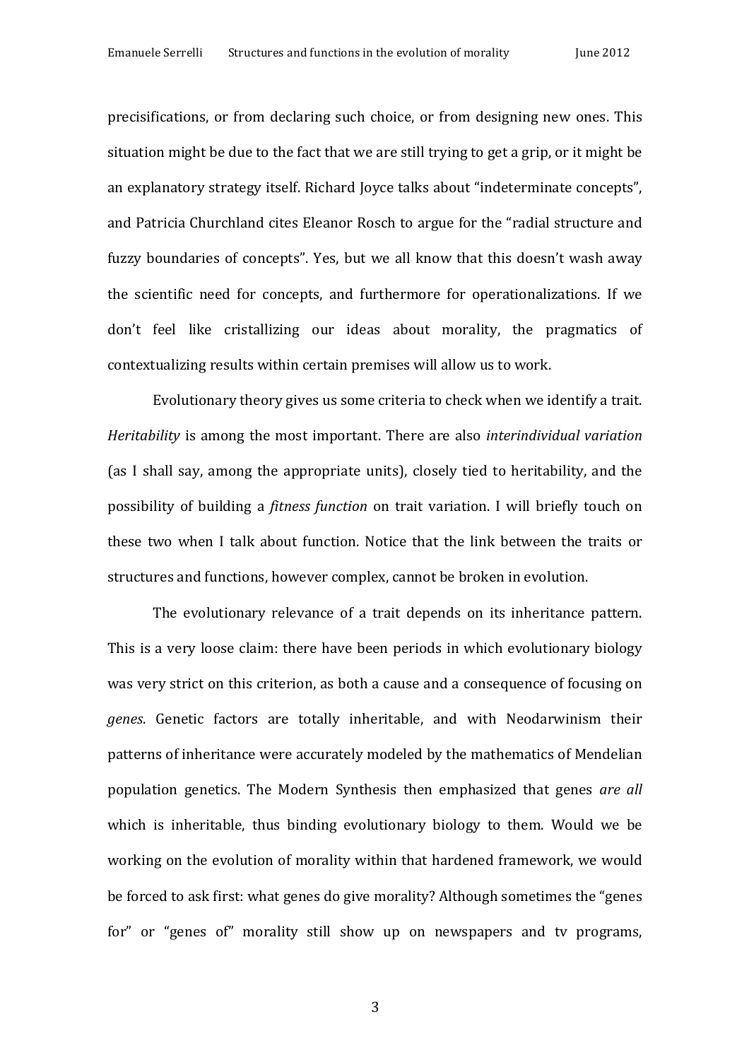precisifications, or from declaring such choice, or from designing new ones. This situation might be due to the fact that we are still trying to get a grip, or it might be an explanatory strategy itself. Richard Joyce talks about "indeterminate concepts", and Patricia Churchland cites Eleanor Rosch to argue for the "radial structure and fuzzy boundaries of concepts". Yes, but we all know that this doesn't wash away the scientific need for concepts, and furthermore for operationalizations. If we don't feel like cristallizing our ideas about morality, the pragmatics of contextualizing results within certain premises will allow us to work.

Evolutionary theory gives us some criteria to check when we identify a trait. *Heritability* is among the most important. There are also *interindividual variation* (as I shall say, among the appropriate units), closely tied to heritability, and the possibility of building a *fitness function* on trait variation. I will briefly touch on these two when I talk about function. Notice that the link between the traits or structures and functions, however complex, cannot be broken in evolution.

The evolutionary relevance of a trait depends on its inheritance pattern. This is a very loose claim: there have been periods in which evolutionary biology was very strict on this criterion, as both a cause and a consequence of focusing on *genes*. Genetic factors are totally inheritable, and with Neodarwinism their patterns of inheritance were accurately modeled by the mathematics of Mendelian population genetics. The Modern Synthesis then emphasized that genes *are all* which is inheritable, thus binding evolutionary biology to them. Would we be working on the evolution of morality within that hardened framework, we would be forced to ask first: what genes do give morality? Although sometimes the "genes for" or "genes of" morality still show up on newspapers and tv programs,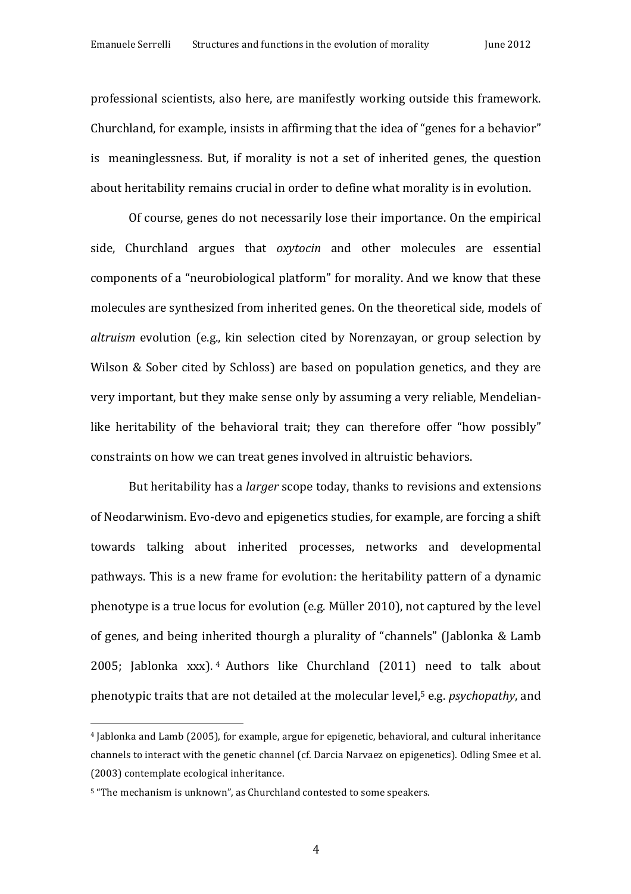professional scientists, also here, are manifestly working outside this framework. Churchland, for example, insists in affirming that the idea of "genes for a behavior" is meaninglessness. But, if morality is not a set of inherited genes, the question about heritability remains crucial in order to define what morality is in evolution.

Of course, genes do not necessarily lose their importance. On the empirical side, Churchland argues that *oxytocin* and other molecules are essential components of a "neurobiological platform" for morality. And we know that these molecules are synthesized from inherited genes. On the theoretical side, models of *altruism* evolution (e.g., kin selection cited by Norenzayan, or group selection by Wilson & Sober cited by Schloss) are based on population genetics, and they are very important, but they make sense only by assuming a very reliable, Mendelian-like heritability of the behavioral trait; they can therefore offer "how possibly" constraints on how we can treat genes involved in altruistic behaviors.

But heritability has a *larger* scope today, thanks to revisions and extensions of Neodarwinism. Evo-devo and epigenetics studies, for example, are forcing a shift towards talking about inherited processes, networks and developmental pathways. This is a new frame for evolution: the heritability pattern of a dynamic phenotype is a true locus for evolution (e.g. Müller 2010), not captured by the level of genes, and being inherited thourgh a plurality of "channels" (Jablonka & Lamb 2005; Jablonka xxx).[4] Authors like Churchland (2011) need to talk about phenotypic traits that are not detailed at the molecular level,[5] e.g. *psychopathy*, and

---

[4] Jablonka and Lamb (2005), for example, argue for epigenetic, behavioral, and cultural inheritance channels to interact with the genetic channel (cf. Darcia Narvaez on epigenetics). Odling Smee et al. (2003) contemplate ecological inheritance.

[5] "The mechanism is unknown", as Churchland contested to some speakers.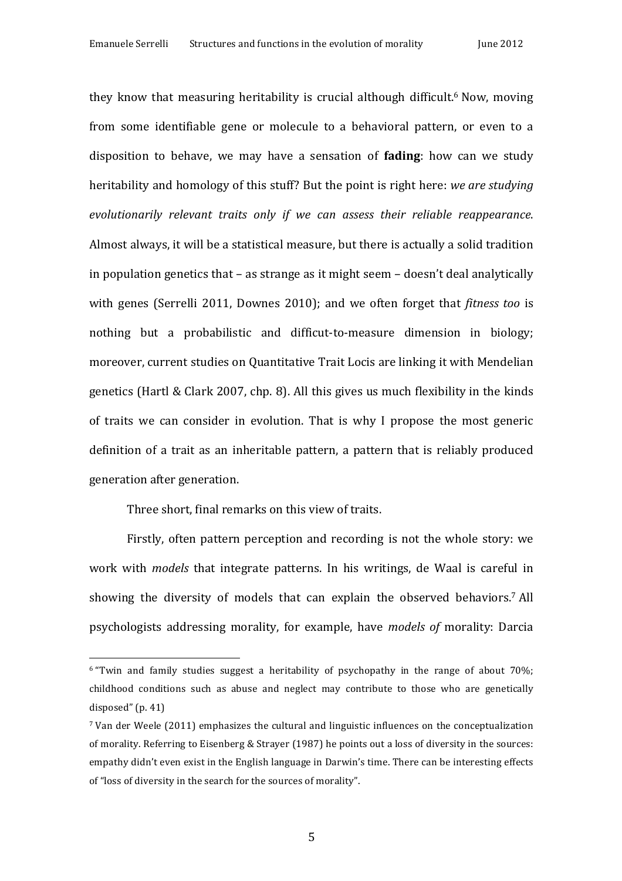they know that measuring heritability is crucial although difficult.[6] Now, moving from some identifiable gene or molecule to a behavioral pattern, or even to a disposition to behave, we may have a sensation of **fading**: how can we study heritability and homology of this stuff? But the point is right here: *we are studying evolutionarily relevant traits only if we can assess their reliable reappearance*. Almost always, it will be a statistical measure, but there is actually a solid tradition in population genetics that – as strange as it might seem – doesn't deal analytically with genes (Serrelli 2011, Downes 2010); and we often forget that *fitness too* is nothing but a probabilistic and difficut-to-measure dimension in biology; moreover, current studies on Quantitative Trait Locis are linking it with Mendelian genetics (Hartl & Clark 2007, chp. 8). All this gives us much flexibility in the kinds of traits we can consider in evolution. That is why I propose the most generic definition of a trait as an inheritable pattern, a pattern that is reliably produced generation after generation.

Three short, final remarks on this view of traits.

Firstly, often pattern perception and recording is not the whole story: we work with *models* that integrate patterns. In his writings, de Waal is careful in showing the diversity of models that can explain the observed behaviors.[7] All psychologists addressing morality, for example, have *models of* morality: Darcia

---

[6] "Twin and family studies suggest a heritability of psychopathy in the range of about 70%; childhood conditions such as abuse and neglect may contribute to those who are genetically disposed" (p. 41)

[7] Van der Weele (2011) emphasizes the cultural and linguistic influences on the conceptualization of morality. Referring to Eisenberg & Strayer (1987) he points out a loss of diversity in the sources: empathy didn't even exist in the English language in Darwin's time. There can be interesting effects of "loss of diversity in the search for the sources of morality".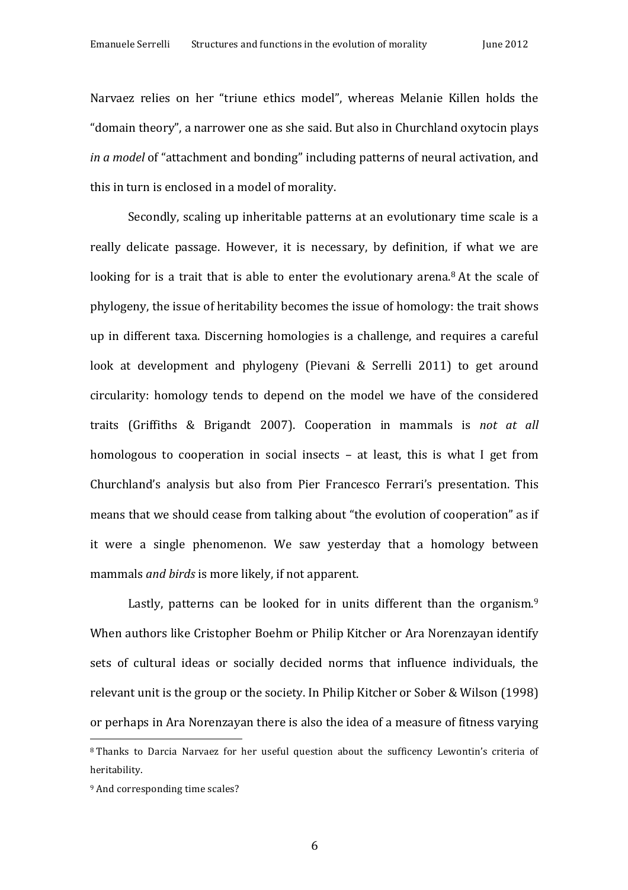Narvaez relies on her "triune ethics model", whereas Melanie Killen holds the "domain theory", a narrower one as she said. But also in Churchland oxytocin plays *in a model* of "attachment and bonding" including patterns of neural activation, and this in turn is enclosed in a model of morality.

Secondly, scaling up inheritable patterns at an evolutionary time scale is a really delicate passage. However, it is necessary, by definition, if what we are looking for is a trait that is able to enter the evolutionary arena.[8] At the scale of phylogeny, the issue of heritability becomes the issue of homology: the trait shows up in different taxa. Discerning homologies is a challenge, and requires a careful look at development and phylogeny (Pievani & Serrelli 2011) to get around circularity: homology tends to depend on the model we have of the considered traits (Griffiths & Brigandt 2007). Cooperation in mammals is *not at all* homologous to cooperation in social insects – at least, this is what I get from Churchland's analysis but also from Pier Francesco Ferrari's presentation. This means that we should cease from talking about "the evolution of cooperation" as if it were a single phenomenon. We saw yesterday that a homology between mammals *and birds* is more likely, if not apparent.

Lastly, patterns can be looked for in units different than the organism.[9] When authors like Cristopher Boehm or Philip Kitcher or Ara Norenzayan identify sets of cultural ideas or socially decided norms that influence individuals, the relevant unit is the group or the society. In Philip Kitcher or Sober & Wilson (1998) or perhaps in Ara Norenzayan there is also the idea of a measure of fitness varying

---

[8] Thanks to Darcia Narvaez for her useful question about the suffcency Lewontin's criteria of heritability.

[9] And corresponding time scales?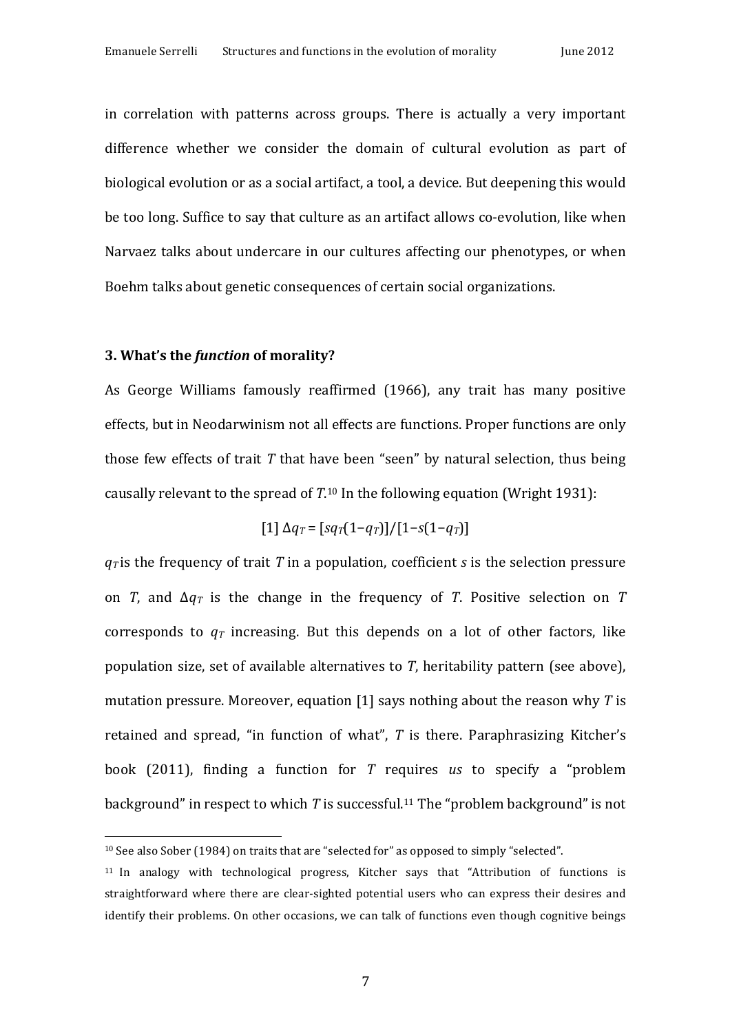in correlation with patterns across groups. There is actually a very important difference whether we consider the domain of cultural evolution as part of biological evolution or as a social artifact, a tool, a device. But deepening this would be too long. Suffice to say that culture as an artifact allows co-evolution, like when Narvaez talks about undercare in our cultures affecting our phenotypes, or when Boehm talks about genetic consequences of certain social organizations.

### 3. What's the *function* of morality?

As George Williams famously reaffirmed (1966), any trait has many positive effects, but in Neodarwinism not all effects are functions. Proper functions are only those few effects of trait *T* that have been "seen" by natural selection, thus being causally relevant to the spread of *T*.[10] In the following equation (Wright 1931):

$$[1]\ \Delta q_T = [sq_T(1-q_T)]/[1-s(1-q_T)]$$

$q_T$ is the frequency of trait *T* in a population, coefficient *s* is the selection pressure on *T*, and $\Delta q_T$ is the change in the frequency of *T*. Positive selection on *T* corresponds to $q_T$ increasing. But this depends on a lot of other factors, like population size, set of available alternatives to *T*, heritability pattern (see above), mutation pressure. Moreover, equation [1] says nothing about the reason why *T* is retained and spread, "in function of what", *T* is there. Paraphrasizing Kitcher's book (2011), finding a function for *T* requires *us* to specify a "problem background" in respect to which *T* is successful.[11] The "problem background" is not

---

[10] See also Sober (1984) on traits that are "selected for" as opposed to simply "selected".

[11] In analogy with technological progress, Kitcher says that "Attribution of functions is straightforward where there are clear-sighted potential users who can express their desires and identify their problems. On other occasions, we can talk of functions even though cognitive beings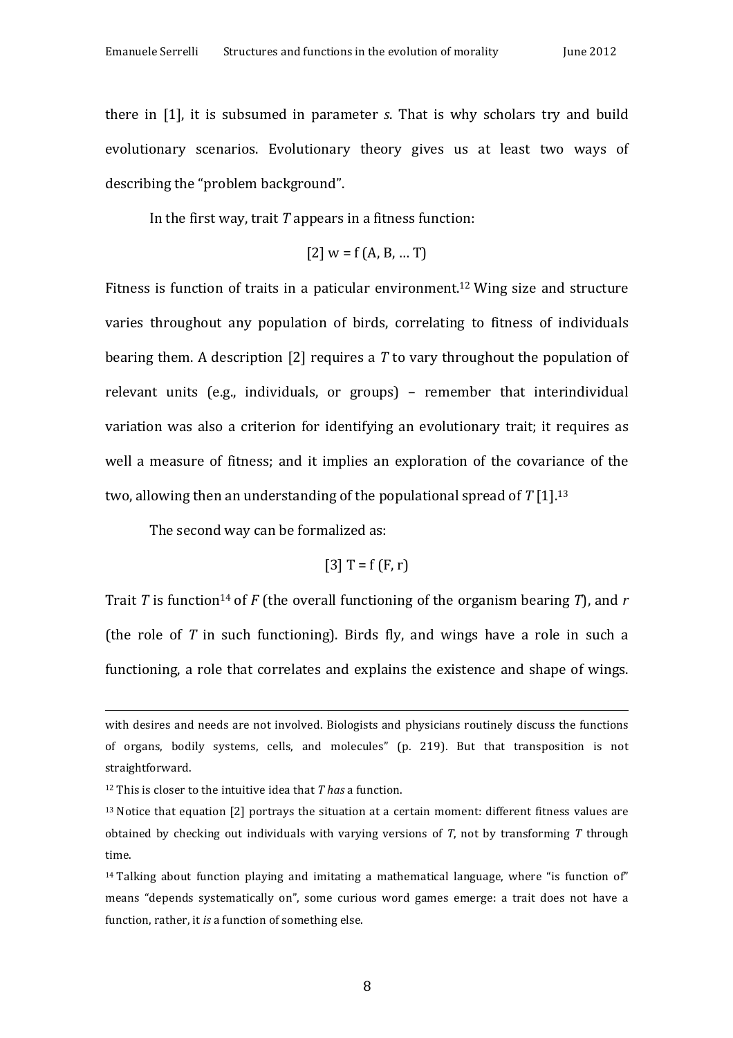there in [1], it is subsumed in parameter *s*. That is why scholars try and build evolutionary scenarios. Evolutionary theory gives us at least two ways of describing the "problem background".

In the first way, trait *T* appears in a fitness function:

$$[2]\ w = f(A, B, \ldots T)$$

Fitness is function of traits in a paticular environment.[12] Wing size and structure varies throughout any population of birds, correlating to fitness of individuals bearing them. A description [2] requires a *T* to vary throughout the population of relevant units (e.g., individuals, or groups) – remember that interindividual variation was also a criterion for identifying an evolutionary trait; it requires as well a measure of fitness; and it implies an exploration of the covariance of the two, allowing then an understanding of the populational spread of *T* [1].[13]

The second way can be formalized as:

$$[3]\ T = f(F, r)$$

Trait *T* is function[14] of *F* (the overall functioning of the organism bearing *T*), and *r* (the role of *T* in such functioning). Birds fly, and wings have a role in such a functioning, a role that correlates and explains the existence and shape of wings.

---

with desires and needs are not involved. Biologists and physicians routinely discuss the functions of organs, bodily systems, cells, and molecules" (p. 219). But that transposition is not straightforward.

[12] This is closer to the intuitive idea that *T has* a function.

[13] Notice that equation [2] portrays the situation at a certain moment: different fitness values are obtained by checking out individuals with varying versions of *T*, not by transforming *T* through time.

[14] Talking about function playing and imitating a mathematical language, where "is function of" means "depends systematically on", some curious word games emerge: a trait does not have a function, rather, it *is* a function of something else.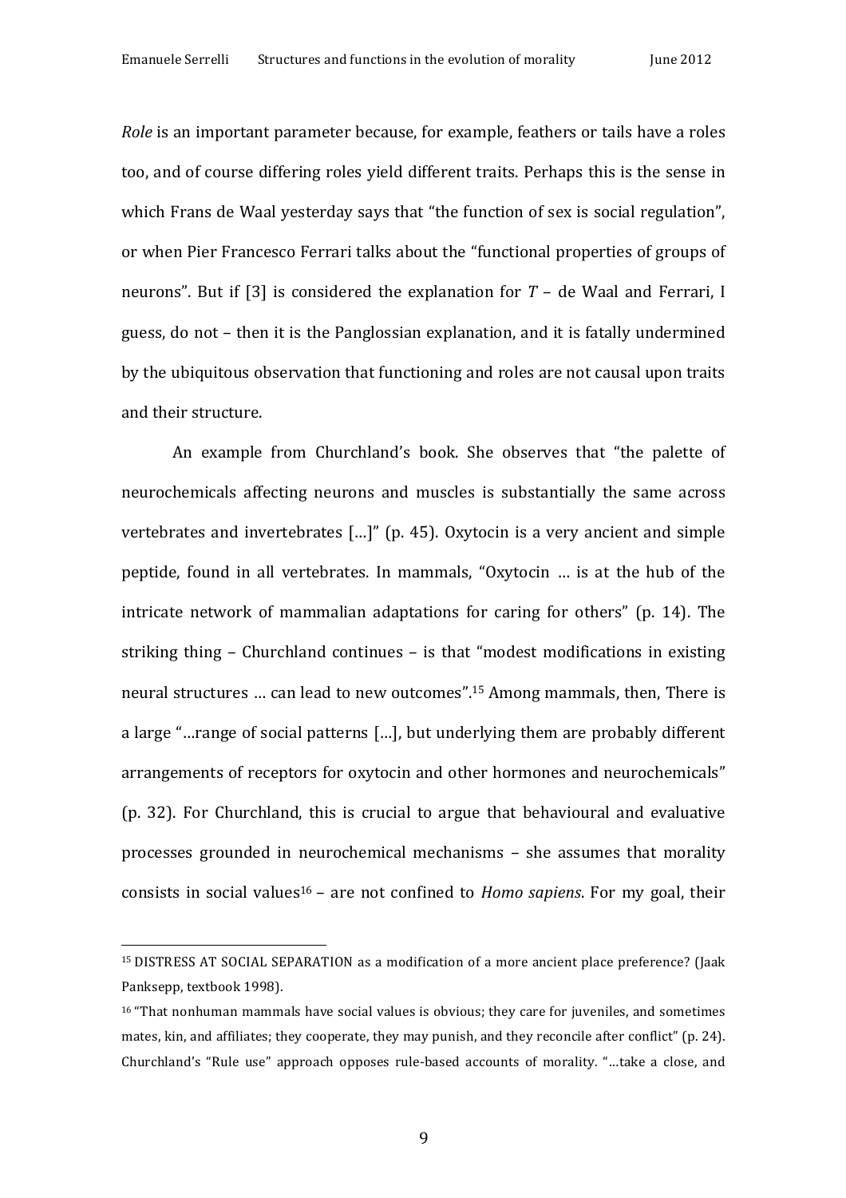*Role* is an important parameter because, for example, feathers or tails have a roles too, and of course differing roles yield different traits. Perhaps this is the sense in which Frans de Waal yesterday says that "the function of sex is social regulation", or when Pier Francesco Ferrari talks about the "functional properties of groups of neurons". But if [3] is considered the explanation for *T* – de Waal and Ferrari, I guess, do not – then it is the Panglossian explanation, and it is fatally undermined by the ubiquitous observation that functioning and roles are not causal upon traits and their structure.

An example from Churchland's book. She observes that "the palette of neurochemicals affecting neurons and muscles is substantially the same across vertebrates and invertebrates […]" (p. 45). Oxytocin is a very ancient and simple peptide, found in all vertebrates. In mammals, "Oxytocin … is at the hub of the intricate network of mammalian adaptations for caring for others" (p. 14). The striking thing – Churchland continues – is that "modest modifications in existing neural structures … can lead to new outcomes".[15] Among mammals, then, There is a large "…range of social patterns […], but underlying them are probably different arrangements of receptors for oxytocin and other hormones and neurochemicals" (p. 32). For Churchland, this is crucial to argue that behavioural and evaluative processes grounded in neurochemical mechanisms – she assumes that morality consists in social values[16] – are not confined to *Homo sapiens*. For my goal, their

---

[15] DISTRESS AT SOCIAL SEPARATION as a modification of a more ancient place preference? (Jaak Panksepp, textbook 1998).

[16] "That nonhuman mammals have social values is obvious; they care for juveniles, and sometimes mates, kin, and affiliates; they cooperate, they may punish, and they reconcile after conflict" (p. 24). Churchland's "Rule use" approach opposes rule-based accounts of morality. "…take a close, and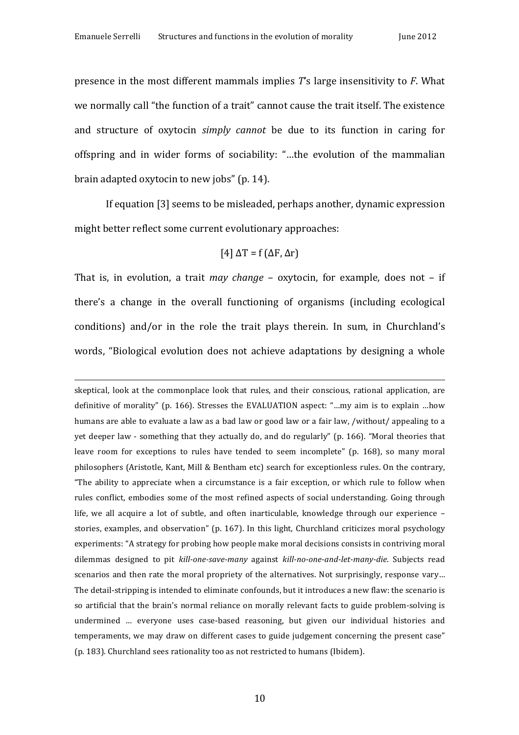presence in the most different mammals implies *T*'s large insensitivity to *F*. What we normally call "the function of a trait" cannot cause the trait itself. The existence and structure of oxytocin *simply cannot* be due to its function in caring for offspring and in wider forms of sociability: "…the evolution of the mammalian brain adapted oxytocin to new jobs" (p. 14).

If equation [3] seems to be misleaded, perhaps another, dynamic expression might better reflect some current evolutionary approaches:

$$[4]\ \Delta T = f(\Delta F, \Delta r)$$

That is, in evolution, a trait *may change* – oxytocin, for example, does not – if there's a change in the overall functioning of organisms (including ecological conditions) and/or in the role the trait plays therein. In sum, in Churchland's words, "Biological evolution does not achieve adaptations by designing a whole

---

skeptical, look at the commonplace look that rules, and their conscious, rational application, are definitive of morality" (p. 166). Stresses the EVALUATION aspect: "…my aim is to explain …how humans are able to evaluate a law as a bad law or good law or a fair law, /without/ appealing to a yet deeper law - something that they actually do, and do regularly" (p. 166). "Moral theories that leave room for exceptions to rules have tended to seem incomplete" (p. 168), so many moral philosophers (Aristotle, Kant, Mill & Bentham etc) search for exceptionless rules. On the contrary, "The ability to appreciate when a circumstance is a fair exception, or which rule to follow when rules conflict, embodies some of the most refined aspects of social understanding. Going through life, we all acquire a lot of subtle, and often inarticulable, knowledge through our experience – stories, examples, and observation" (p. 167). In this light, Churchland criticizes moral psychology experiments: "A strategy for probing how people make moral decisions consists in contriving moral dilemmas designed to pit *kill-one-save-many* against *kill-no-one-and-let-many-die*. Subjects read scenarios and then rate the moral propriety of the alternatives. Not surprisingly, response vary… The detail-stripping is intended to eliminate confounds, but it introduces a new flaw: the scenario is so artificial that the brain's normal reliance on morally relevant facts to guide problem-solving is undermined … everyone uses case-based reasoning, but given our individual histories and temperaments, we may draw on different cases to guide judgement concerning the present case" (p. 183). Churchland sees rationality too as not restricted to humans (Ibidem).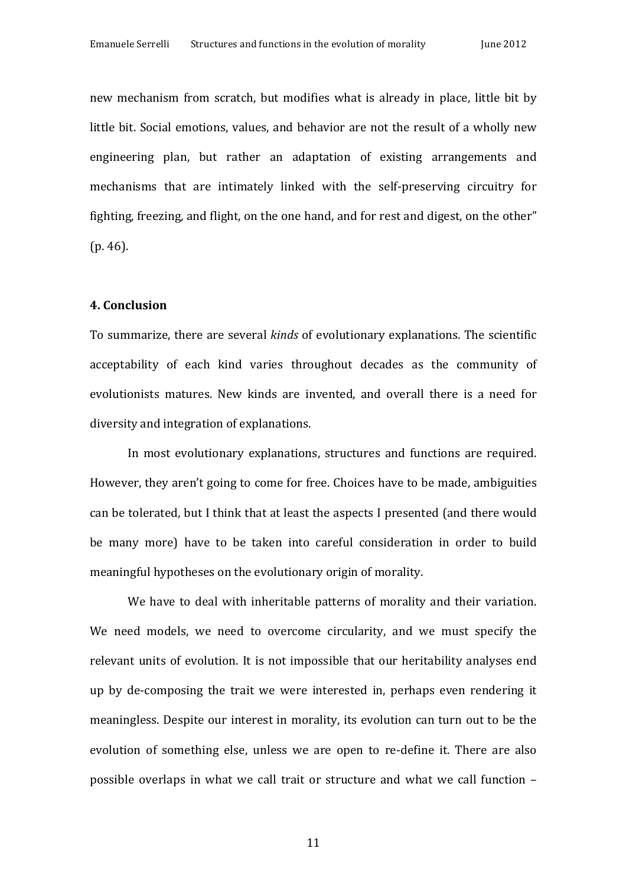new mechanism from scratch, but modifies what is already in place, little bit by little bit. Social emotions, values, and behavior are not the result of a wholly new engineering plan, but rather an adaptation of existing arrangements and mechanisms that are intimately linked with the self-preserving circuitry for fighting, freezing, and flight, on the one hand, and for rest and digest, on the other" (p. 46).

## 4. Conclusion

To summarize, there are several *kinds* of evolutionary explanations. The scientific acceptability of each kind varies throughout decades as the community of evolutionists matures. New kinds are invented, and overall there is a need for diversity and integration of explanations.

In most evolutionary explanations, structures and functions are required. However, they aren't going to come for free. Choices have to be made, ambiguities can be tolerated, but I think that at least the aspects I presented (and there would be many more) have to be taken into careful consideration in order to build meaningful hypotheses on the evolutionary origin of morality.

We have to deal with inheritable patterns of morality and their variation. We need models, we need to overcome circularity, and we must specify the relevant units of evolution. It is not impossible that our heritability analyses end up by de-composing the trait we were interested in, perhaps even rendering it meaningless. Despite our interest in morality, its evolution can turn out to be the evolution of something else, unless we are open to re-define it. There are also possible overlaps in what we call trait or structure and what we call function –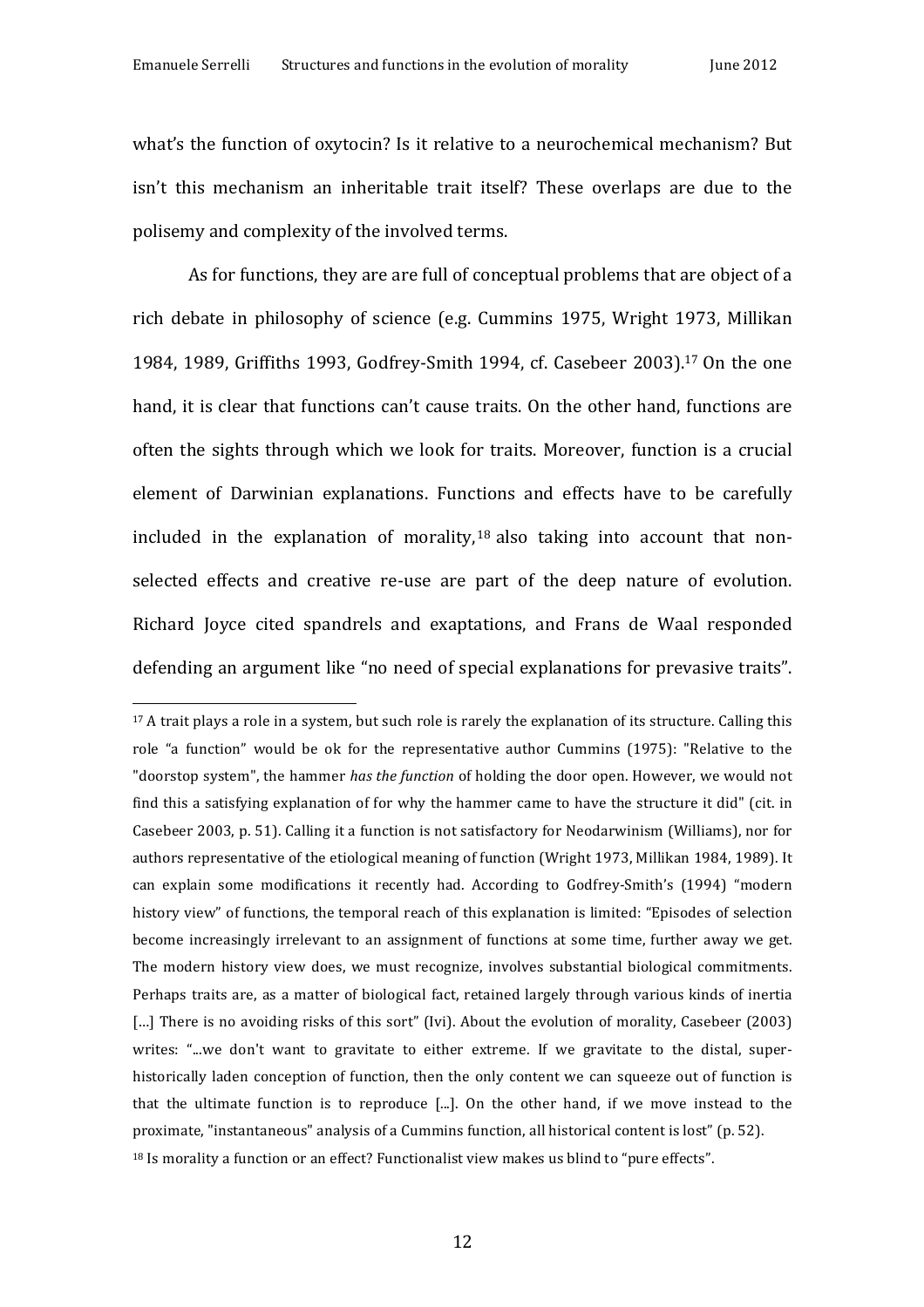what's the function of oxytocin? Is it relative to a neurochemical mechanism? But isn't this mechanism an inheritable trait itself? These overlaps are due to the polisemy and complexity of the involved terms.

As for functions, they are are full of conceptual problems that are object of a rich debate in philosophy of science (e.g. Cummins 1975, Wright 1973, Millikan 1984, 1989, Griffiths 1993, Godfrey-Smith 1994, cf. Casebeer 2003).[17] On the one hand, it is clear that functions can't cause traits. On the other hand, functions are often the sights through which we look for traits. Moreover, function is a crucial element of Darwinian explanations. Functions and effects have to be carefully included in the explanation of morality,[18] also taking into account that non-selected effects and creative re-use are part of the deep nature of evolution. Richard Joyce cited spandrels and exaptations, and Frans de Waal responded defending an argument like "no need of special explanations for prevasive traits".

---

[17] A trait plays a role in a system, but such role is rarely the explanation of its structure. Calling this role "a function" would be ok for the representative author Cummins (1975): "Relative to the "doorstop system", the hammer *has the function* of holding the door open. However, we would not find this a satisfying explanation of for why the hammer came to have the structure it did" (cit. in Casebeer 2003, p. 51). Calling it a function is not satisfactory for Neodarwinism (Williams), nor for authors representative of the etiological meaning of function (Wright 1973, Millikan 1984, 1989). It can explain some modifications it recently had. According to Godfrey-Smith's (1994) "modern history view" of functions, the temporal reach of this explanation is limited: "Episodes of selection become increasingly irrelevant to an assignment of functions at some time, further away we get. The modern history view does, we must recognize, involves substantial biological commitments. Perhaps traits are, as a matter of biological fact, retained largely through various kinds of inertia [...] There is no avoiding risks of this sort" (Ivi). About the evolution of morality, Casebeer (2003) writes: "...we don't want to gravitate to either extreme. If we gravitate to the distal, super-historically laden conception of function, then the only content we can squeeze out of function is that the ultimate function is to reproduce [...]. On the other hand, if we move instead to the proximate, "instantaneous" analysis of a Cummins function, all historical content is lost" (p. 52).

[18] Is morality a function or an effect? Functionalist view makes us blind to "pure effects".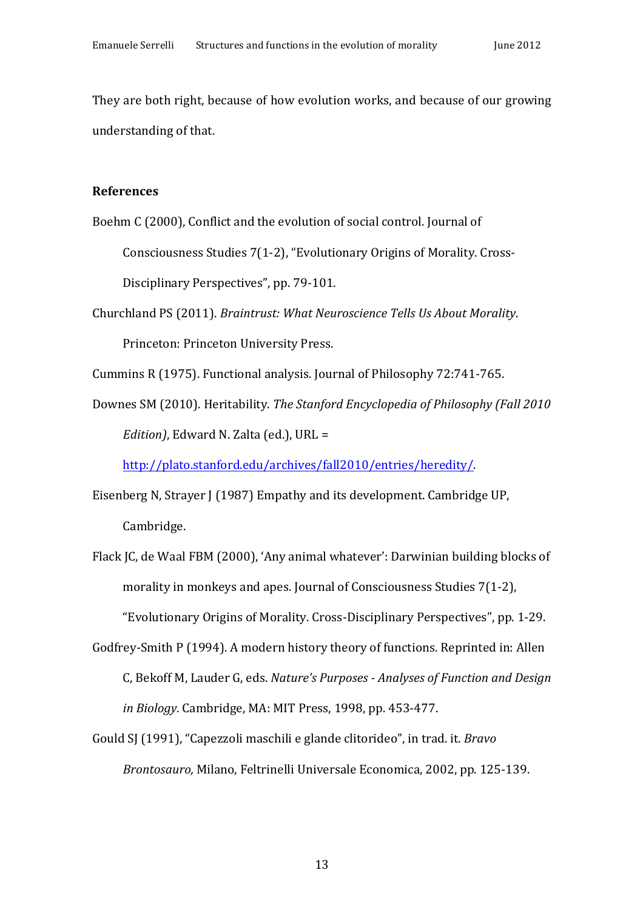They are both right, because of how evolution works, and because of our growing understanding of that.

**References**

Boehm C (2000), Conflict and the evolution of social control. Journal of Consciousness Studies 7(1-2), "Evolutionary Origins of Morality. Cross-Disciplinary Perspectives", pp. 79-101.

Churchland PS (2011). *Braintrust: What Neuroscience Tells Us About Morality*. Princeton: Princeton University Press.

Cummins R (1975). Functional analysis. Journal of Philosophy 72:741-765.

Downes SM (2010). Heritability. *The Stanford Encyclopedia of Philosophy (Fall 2010 Edition)*, Edward N. Zalta (ed.), URL = http://plato.stanford.edu/archives/fall2010/entries/heredity/.

Eisenberg N, Strayer J (1987) Empathy and its development. Cambridge UP, Cambridge.

Flack JC, de Waal FBM (2000), 'Any animal whatever': Darwinian building blocks of morality in monkeys and apes. Journal of Consciousness Studies 7(1-2), "Evolutionary Origins of Morality. Cross-Disciplinary Perspectives", pp. 1-29.

Godfrey-Smith P (1994). A modern history theory of functions. Reprinted in: Allen C, Bekoff M, Lauder G, eds. *Nature's Purposes - Analyses of Function and Design in Biology*. Cambridge, MA: MIT Press, 1998, pp. 453-477.

Gould SJ (1991), "Capezzoli maschili e glande clitorideo", in trad. it. *Bravo Brontosauro,* Milano, Feltrinelli Universale Economica, 2002, pp. 125-139.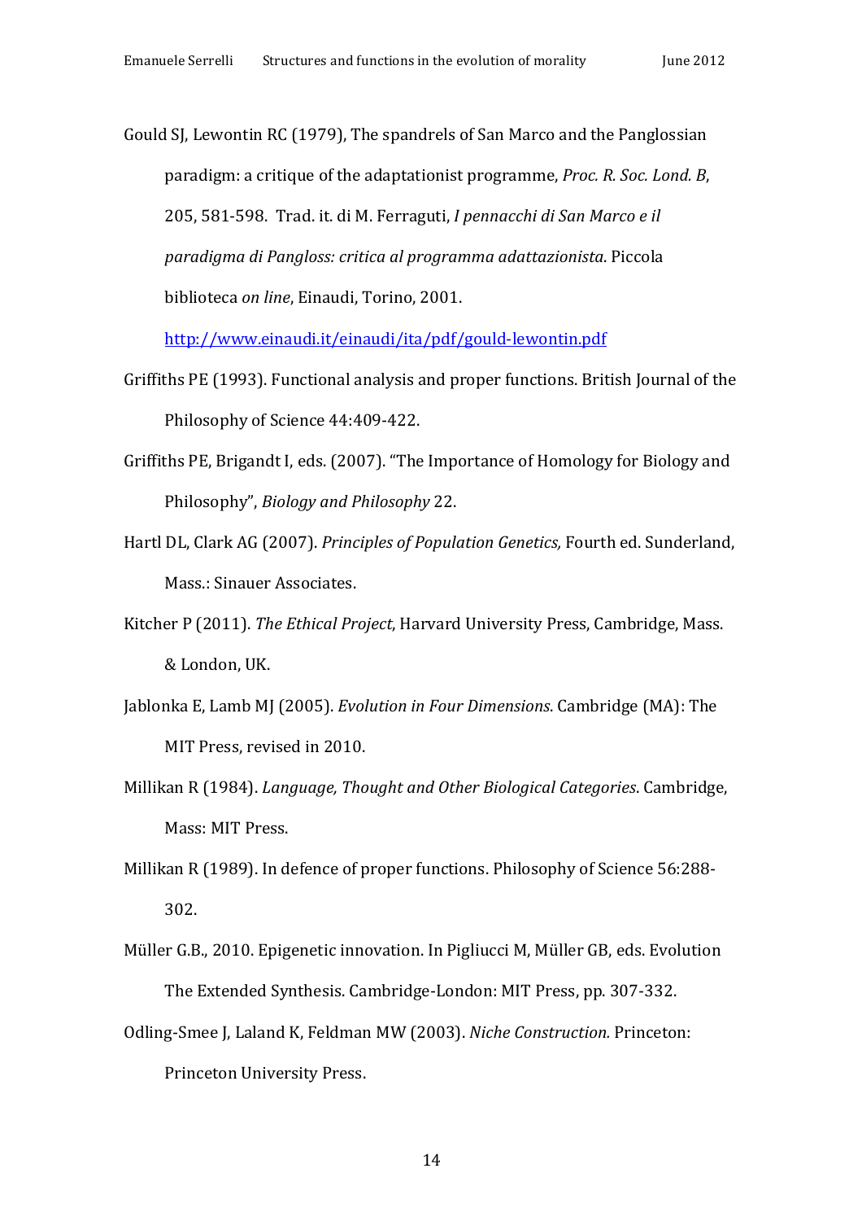Gould SJ, Lewontin RC (1979), The spandrels of San Marco and the Panglossian paradigm: a critique of the adaptationist programme, *Proc. R. Soc. Lond. B*, 205, 581-598. Trad. it. di M. Ferraguti, *I pennacchi di San Marco e il paradigma di Pangloss: critica al programma adattazionista*. Piccola biblioteca *on line*, Einaudi, Torino, 2001. [http://www.einaudi.it/einaudi/ita/pdf/gould-lewontin.pdf](http://www.einaudi.it/einaudi/ita/pdf/gould-lewontin.pdf)

Griffiths PE (1993). Functional analysis and proper functions. British Journal of the Philosophy of Science 44:409-422.

Griffiths PE, Brigandt I, eds. (2007). "The Importance of Homology for Biology and Philosophy", *Biology and Philosophy* 22.

Hartl DL, Clark AG (2007). *Principles of Population Genetics,* Fourth ed. Sunderland, Mass.: Sinauer Associates.

Kitcher P (2011). *The Ethical Project*, Harvard University Press, Cambridge, Mass. & London, UK.

Jablonka E, Lamb MJ (2005). *Evolution in Four Dimensions*. Cambridge (MA): The MIT Press, revised in 2010.

Millikan R (1984). *Language, Thought and Other Biological Categories*. Cambridge, Mass: MIT Press.

Millikan R (1989). In defence of proper functions. Philosophy of Science 56:288-302.

Müller G.B., 2010. Epigenetic innovation. In Pigliucci M, Müller GB, eds. Evolution The Extended Synthesis. Cambridge-London: MIT Press, pp. 307-332.

Odling-Smee J, Laland K, Feldman MW (2003). *Niche Construction.* Princeton: Princeton University Press.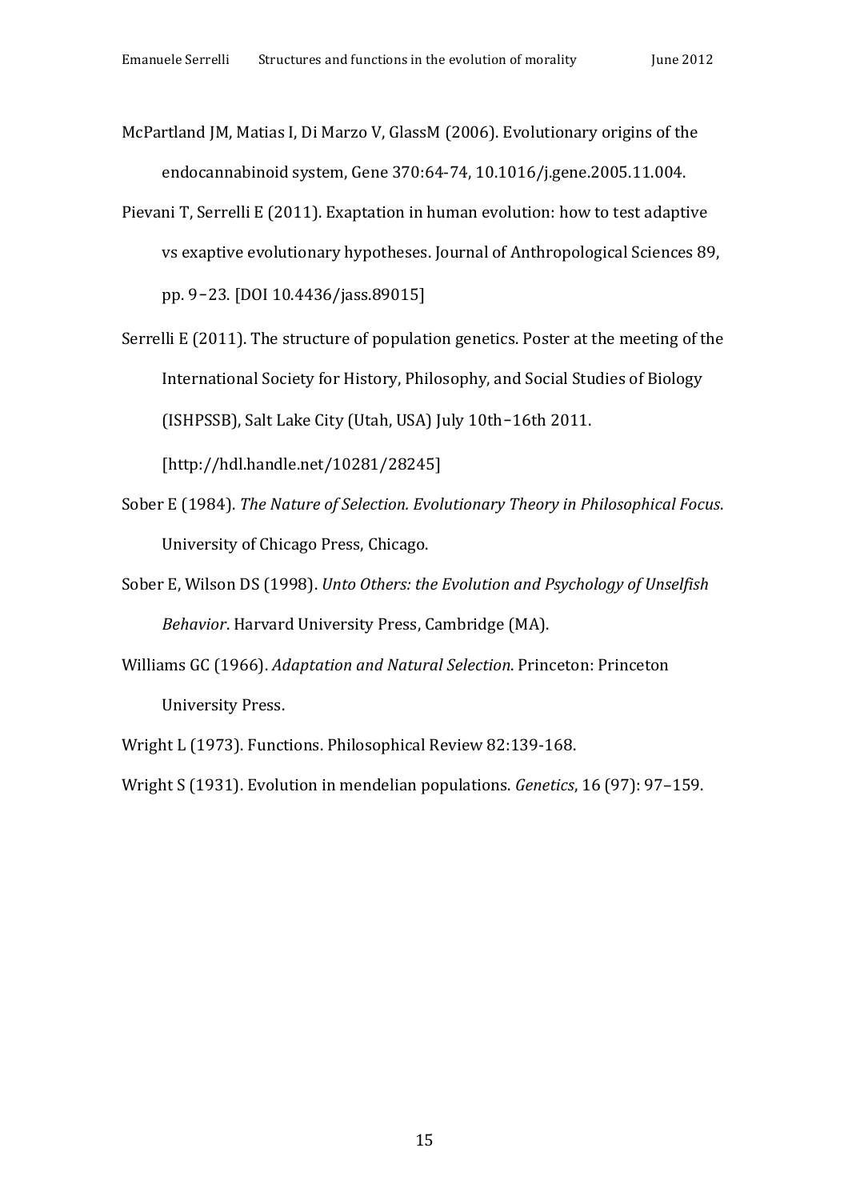McPartland JM, Matias I, Di Marzo V, GlassM (2006). Evolutionary origins of the endocannabinoid system, Gene 370:64-74, 10.1016/j.gene.2005.11.004.

Pievani T, Serrelli E (2011). Exaptation in human evolution: how to test adaptive vs exaptive evolutionary hypotheses. Journal of Anthropological Sciences 89, pp. 9−23. [DOI 10.4436/jass.89015]

Serrelli E (2011). The structure of population genetics. Poster at the meeting of the International Society for History, Philosophy, and Social Studies of Biology (ISHPSSB), Salt Lake City (Utah, USA) July 10th−16th 2011. [http://hdl.handle.net/10281/28245]

Sober E (1984). *The Nature of Selection. Evolutionary Theory in Philosophical Focus*. University of Chicago Press, Chicago.

Sober E, Wilson DS (1998). *Unto Others: the Evolution and Psychology of Unselfish Behavior*. Harvard University Press, Cambridge (MA).

Williams GC (1966). *Adaptation and Natural Selection*. Princeton: Princeton University Press.

Wright L (1973). Functions. Philosophical Review 82:139-168.

Wright S (1931). Evolution in mendelian populations. *Genetics*, 16 (97): 97–159.